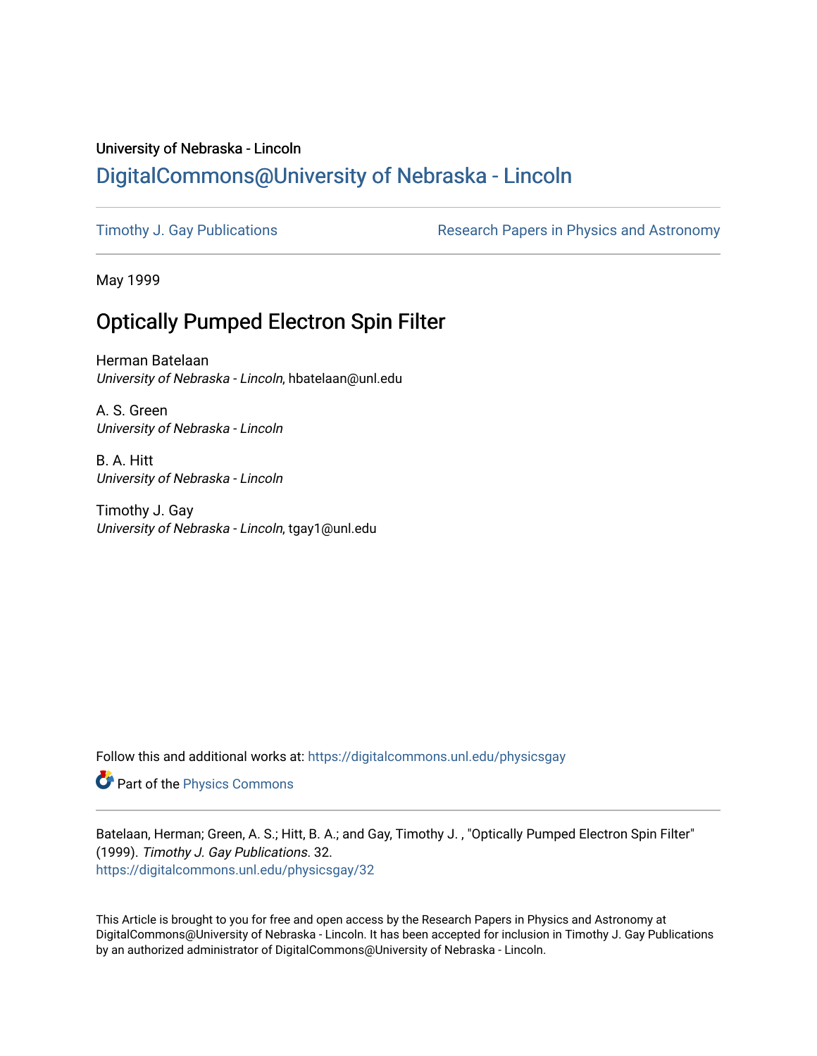University of Nebraska - Lincoln

## DigitalCommons@University of Nebraska - Lincoln

Timothy J. Gay Publications

Research Papers in Physics and Astronomy

May 1999

# Optically Pumped Electron Spin Filter

Herman Batelaan
*University of Nebraska - Lincoln*, hbatelaan@unl.edu

A. S. Green
*University of Nebraska - Lincoln*

B. A. Hitt
*University of Nebraska - Lincoln*

Timothy J. Gay
*University of Nebraska - Lincoln*, tgay1@unl.edu

Follow this and additional works at: https://digitalcommons.unl.edu/physicsgay

Part of the Physics Commons

Batelaan, Herman; Green, A. S.; Hitt, B. A.; and Gay, Timothy J. , "Optically Pumped Electron Spin Filter" (1999). *Timothy J. Gay Publications*. 32.
https://digitalcommons.unl.edu/physicsgay/32

This Article is brought to you for free and open access by the Research Papers in Physics and Astronomy at DigitalCommons@University of Nebraska - Lincoln. It has been accepted for inclusion in Timothy J. Gay Publications by an authorized administrator of DigitalCommons@University of Nebraska - Lincoln.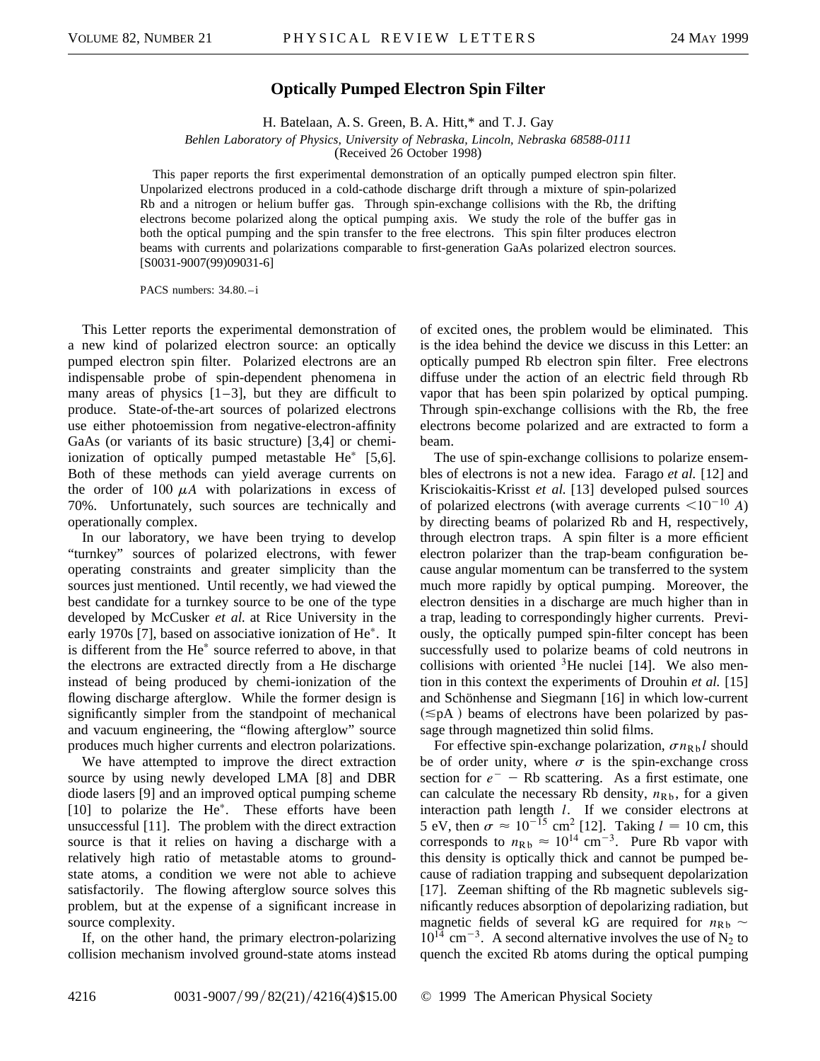# Optically Pumped Electron Spin Filter

H. Batelaan, A. S. Green, B. A. Hitt,* and T. J. Gay

*Behlen Laboratory of Physics, University of Nebraska, Lincoln, Nebraska 68588-0111*

(Received 26 October 1998)

This paper reports the first experimental demonstration of an optically pumped electron spin filter. Unpolarized electrons produced in a cold-cathode discharge drift through a mixture of spin-polarized Rb and a nitrogen or helium buffer gas. Through spin-exchange collisions with the Rb, the drifting electrons become polarized along the optical pumping axis. We study the role of the buffer gas in both the optical pumping and the spin transfer to the free electrons. This spin filter produces electron beams with currents and polarizations comparable to first-generation GaAs polarized electron sources. [S0031-9007(99)09031-6]

PACS numbers: 34.80.–i

This Letter reports the experimental demonstration of a new kind of polarized electron source: an optically pumped electron spin filter. Polarized electrons are an indispensable probe of spin-dependent phenomena in many areas of physics [1–3], but they are difficult to produce. State-of-the-art sources of polarized electrons use either photoemission from negative-electron-affinity GaAs (or variants of its basic structure) [3,4] or chemi-ionization of optically pumped metastable He* [5,6]. Both of these methods can yield average currents on the order of 100 $\mu A$ with polarizations in excess of 70%. Unfortunately, such sources are technically and operationally complex.

In our laboratory, we have been trying to develop "turnkey" sources of polarized electrons, with fewer operating constraints and greater simplicity than the sources just mentioned. Until recently, we had viewed the best candidate for a turnkey source to be one of the type developed by McCusker *et al.* at Rice University in the early 1970s [7], based on associative ionization of He*. It is different from the He* source referred to above, in that the electrons are extracted directly from a He discharge instead of being produced by chemi-ionization of the flowing discharge afterglow. While the former design is significantly simpler from the standpoint of mechanical and vacuum engineering, the "flowing afterglow" source produces much higher currents and electron polarizations.

We have attempted to improve the direct extraction source by using newly developed LMA [8] and DBR diode lasers [9] and an improved optical pumping scheme [10] to polarize the He*. These efforts have been unsuccessful [11]. The problem with the direct extraction source is that it relies on having a discharge with a relatively high ratio of metastable atoms to ground-state atoms, a condition we were not able to achieve satisfactorily. The flowing afterglow source solves this problem, but at the expense of a significant increase in source complexity.

If, on the other hand, the primary electron-polarizing collision mechanism involved ground-state atoms instead of excited ones, the problem would be eliminated. This is the idea behind the device we discuss in this Letter: an optically pumped Rb electron spin filter. Free electrons diffuse under the action of an electric field through Rb vapor that has been spin polarized by optical pumping. Through spin-exchange collisions with the Rb, the free electrons become polarized and are extracted to form a beam.

The use of spin-exchange collisions to polarize ensembles of electrons is not a new idea. Farago *et al.* [12] and Krisciokaitis-Krisst *et al.* [13] developed pulsed sources of polarized electrons (with average currents $<10^{-10}$ $A$) by directing beams of polarized Rb and H, respectively, through electron traps. A spin filter is a more efficient electron polarizer than the trap-beam configuration because angular momentum can be transferred to the system much more rapidly by optical pumping. Moreover, the electron densities in a discharge are much higher than in a trap, leading to correspondingly higher currents. Previously, the optically pumped spin-filter concept has been successfully used to polarize beams of cold neutrons in collisions with oriented $^3$He nuclei [14]. We also mention in this context the experiments of Drouhin *et al.* [15] and Schönhense and Siegmann [16] in which low-current ($\lesssim$pA) beams of electrons have been polarized by passage through magnetized thin solid films.

For effective spin-exchange polarization, $\sigma n_{\mathrm{Rb}} l$ should be of order unity, where $\sigma$ is the spin-exchange cross section for $e^- - \mathrm{Rb}$ scattering. As a first estimate, one can calculate the necessary Rb density, $n_{\mathrm{Rb}}$, for a given interaction path length $l$. If we consider electrons at 5 eV, then $\sigma \approx 10^{-15}$ cm$^2$ [12]. Taking $l = 10$ cm, this corresponds to $n_{\mathrm{Rb}} \approx 10^{14}$ cm$^{-3}$. Pure Rb vapor with this density is optically thick and cannot be pumped because of radiation trapping and subsequent depolarization [17]. Zeeman shifting of the Rb magnetic sublevels significantly reduces absorption of depolarizing radiation, but magnetic fields of several kG are required for $n_{\mathrm{Rb}} \sim 10^{14}$ cm$^{-3}$. A second alternative involves the use of $N_2$ to quench the excited Rb atoms during the optical pumping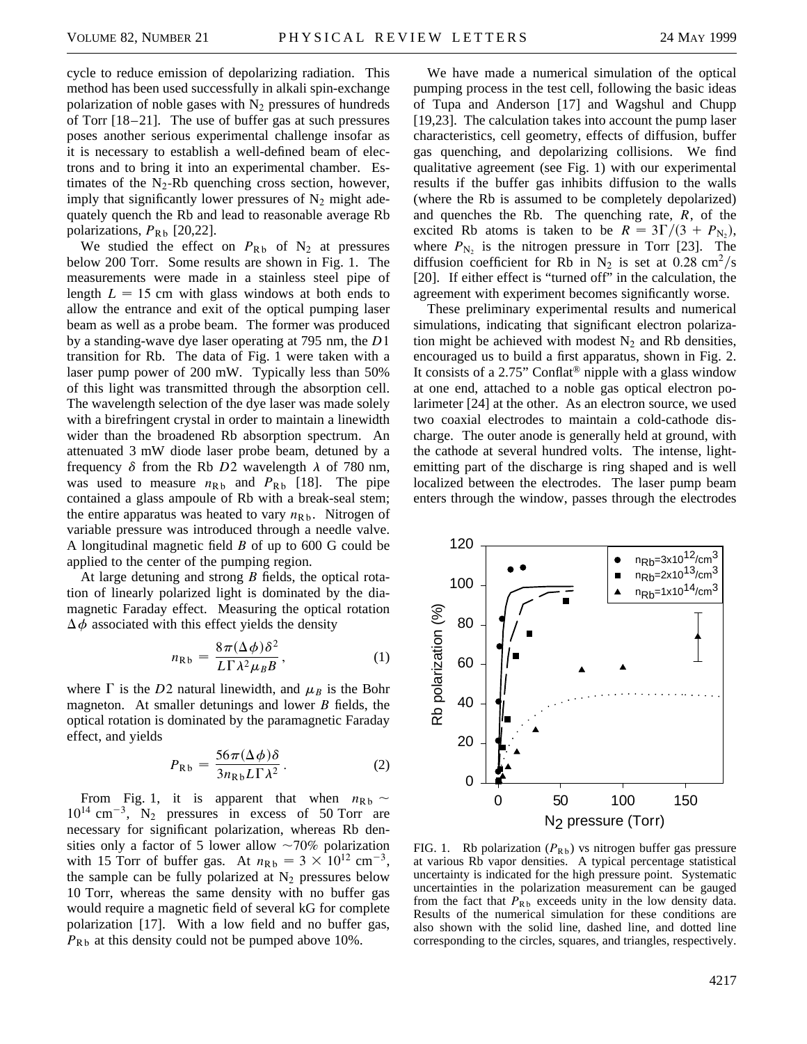cycle to reduce emission of depolarizing radiation. This method has been used successfully in alkali spin-exchange polarization of noble gases with $N_2$ pressures of hundreds of Torr [18–21]. The use of buffer gas at such pressures poses another serious experimental challenge insofar as it is necessary to establish a well-defined beam of electrons and to bring it into an experimental chamber. Estimates of the $N_2$-Rb quenching cross section, however, imply that significantly lower pressures of $N_2$ might adequately quench the Rb and lead to reasonable average Rb polarizations, $P_{\mathrm{Rb}}$ [20,22].

We studied the effect on $P_{\mathrm{Rb}}$ of $N_2$ at pressures below 200 Torr. Some results are shown in Fig. 1. The measurements were made in a stainless steel pipe of length $L = 15$ cm with glass windows at both ends to allow the entrance and exit of the optical pumping laser beam as well as a probe beam. The former was produced by a standing-wave dye laser operating at 795 nm, the $D1$ transition for Rb. The data of Fig. 1 were taken with a laser pump power of 200 mW. Typically less than 50% of this light was transmitted through the absorption cell. The wavelength selection of the dye laser was made solely with a birefringent crystal in order to maintain a linewidth wider than the broadened Rb absorption spectrum. An attenuated 3 mW diode laser probe beam, detuned by a frequency $\delta$ from the Rb $D2$ wavelength $\lambda$ of 780 nm, was used to measure $n_{\mathrm{Rb}}$ and $P_{\mathrm{Rb}}$ [18]. The pipe contained a glass ampoule of Rb with a break-seal stem; the entire apparatus was heated to vary $n_{\mathrm{Rb}}$. Nitrogen of variable pressure was introduced through a needle valve. A longitudinal magnetic field $B$ of up to 600 G could be applied to the center of the pumping region.

At large detuning and strong $B$ fields, the optical rotation of linearly polarized light is dominated by the diamagnetic Faraday effect. Measuring the optical rotation $\Delta\phi$ associated with this effect yields the density

$$n_{\mathrm{Rb}} = \frac{8\pi(\Delta\phi)\delta^2}{L\Gamma\lambda^2\mu_B B}, \tag{1}$$

where $\Gamma$ is the $D2$ natural linewidth, and $\mu_B$ is the Bohr magneton. At smaller detunings and lower $B$ fields, the optical rotation is dominated by the paramagnetic Faraday effect, and yields

$$P_{\mathrm{Rb}} = \frac{56\pi(\Delta\phi)\delta}{3n_{\mathrm{Rb}}L\Gamma\lambda^2}. \tag{2}$$

From Fig. 1, it is apparent that when $n_{\mathrm{Rb}} \sim 10^{14}\ \mathrm{cm}^{-3}$, $N_2$ pressures in excess of 50 Torr are necessary for significant polarization, whereas Rb densities only a factor of 5 lower allow $\sim$70% polarization with 15 Torr of buffer gas. At $n_{\mathrm{Rb}} = 3 \times 10^{12}\ \mathrm{cm}^{-3}$, the sample can be fully polarized at $N_2$ pressures below 10 Torr, whereas the same density with no buffer gas would require a magnetic field of several kG for complete polarization [17]. With a low field and no buffer gas, $P_{\mathrm{Rb}}$ at this density could not be pumped above 10%.

We have made a numerical simulation of the optical pumping process in the test cell, following the basic ideas of Tupa and Anderson [17] and Wagshul and Chupp [19,23]. The calculation takes into account the pump laser characteristics, cell geometry, effects of diffusion, buffer gas quenching, and depolarizing collisions. We find qualitative agreement (see Fig. 1) with our experimental results if the buffer gas inhibits diffusion to the walls (where the Rb is assumed to be completely depolarized) and quenches the Rb. The quenching rate, $R$, of the excited Rb atoms is taken to be $R = 3\Gamma/(3 + P_{N_2})$, where $P_{N_2}$ is the nitrogen pressure in Torr [23]. The diffusion coefficient for Rb in $N_2$ is set at $0.28\ \mathrm{cm}^2/\mathrm{s}$ [20]. If either effect is "turned off" in the calculation, the agreement with experiment becomes significantly worse.

These preliminary experimental results and numerical simulations, indicating that significant electron polarization might be achieved with modest $N_2$ and Rb densities, encouraged us to build a first apparatus, shown in Fig. 2. It consists of a 2.75" Conflat® nipple with a glass window at one end, attached to a noble gas optical electron polarimeter [24] at the other. As an electron source, we used two coaxial electrodes to maintain a cold-cathode discharge. The outer anode is generally held at ground, with the cathode at several hundred volts. The intense, light-emitting part of the discharge is ring shaped and is well localized between the electrodes. The laser pump beam enters through the window, passes through the electrodes

FIG. 1. Rb polarization ($P_{\mathrm{Rb}}$) vs nitrogen buffer gas pressure at various Rb vapor densities. A typical percentage statistical uncertainty is indicated for the high pressure point. Systematic uncertainties in the polarization measurement can be gauged from the fact that $P_{\mathrm{Rb}}$ exceeds unity in the low density data. Results of the numerical simulation for these conditions are also shown with the solid line, dashed line, and dotted line corresponding to the circles, squares, and triangles, respectively.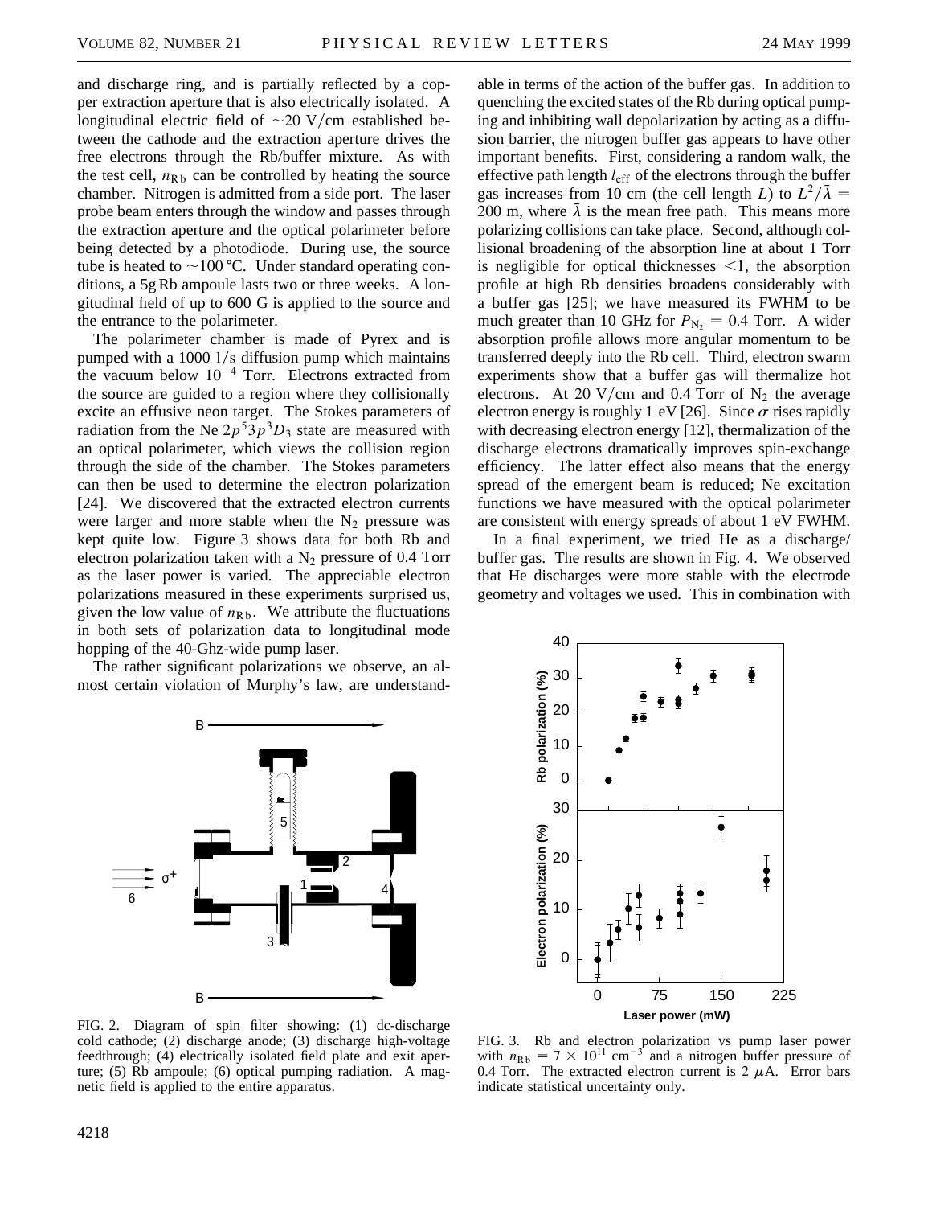and discharge ring, and is partially reflected by a copper extraction aperture that is also electrically isolated. A longitudinal electric field of $\sim$20 V/cm established between the cathode and the extraction aperture drives the free electrons through the Rb/buffer mixture. As with the test cell, $n_{\mathrm{Rb}}$ can be controlled by heating the source chamber. Nitrogen is admitted from a side port. The laser probe beam enters through the window and passes through the extraction aperture and the optical polarimeter before being detected by a photodiode. During use, the source tube is heated to $\sim$100 °C. Under standard operating conditions, a 5g Rb ampoule lasts two or three weeks. A longitudinal field of up to 600 G is applied to the source and the entrance to the polarimeter.

The polarimeter chamber is made of Pyrex and is pumped with a 1000 l/s diffusion pump which maintains the vacuum below $10^{-4}$ Torr. Electrons extracted from the source are guided to a region where they collisionally excite an effusive neon target. The Stokes parameters of radiation from the Ne $2p^5 3p\,^3D_3$ state are measured with an optical polarimeter, which views the collision region through the side of the chamber. The Stokes parameters can then be used to determine the electron polarization [24]. We discovered that the extracted electron currents were larger and more stable when the $N_2$ pressure was kept quite low. Figure 3 shows data for both Rb and electron polarization taken with a $N_2$ pressure of 0.4 Torr as the laser power is varied. The appreciable electron polarizations measured in these experiments surprised us, given the low value of $n_{\mathrm{Rb}}$. We attribute the fluctuations in both sets of polarization data to longitudinal mode hopping of the 40-Ghz-wide pump laser.

The rather significant polarizations we observe, an almost certain violation of Murphy's law, are understandable in terms of the action of the buffer gas. In addition to quenching the excited states of the Rb during optical pumping and inhibiting wall depolarization by acting as a diffusion barrier, the nitrogen buffer gas appears to have other important benefits. First, considering a random walk, the effective path length $l_{\mathrm{eff}}$ of the electrons through the buffer gas increases from 10 cm (the cell length $L$) to $L^2/\bar{\lambda} = 200$ m, where $\bar{\lambda}$ is the mean free path. This means more polarizing collisions can take place. Second, although collisional broadening of the absorption line at about 1 Torr is negligible for optical thicknesses $<$1, the absorption profile at high Rb densities broadens considerably with a buffer gas [25]; we have measured its FWHM to be much greater than 10 GHz for $P_{N_2} = 0.4$ Torr. A wider absorption profile allows more angular momentum to be transferred deeply into the Rb cell. Third, electron swarm experiments show that a buffer gas will thermalize hot electrons. At 20 V/cm and 0.4 Torr of $N_2$ the average electron energy is roughly 1 eV [26]. Since $\sigma$ rises rapidly with decreasing electron energy [12], thermalization of the discharge electrons dramatically improves spin-exchange efficiency. The latter effect also means that the energy spread of the emergent beam is reduced; Ne excitation functions we have measured with the optical polarimeter are consistent with energy spreads of about 1 eV FWHM.

In a final experiment, we tried He as a discharge/buffer gas. The results are shown in Fig. 4. We observed that He discharges were more stable with the electrode geometry and voltages we used. This in combination with

FIG. 2. Diagram of spin filter showing: (1) dc-discharge cold cathode; (2) discharge anode; (3) discharge high-voltage feedthrough; (4) electrically isolated field plate and exit aperture; (5) Rb ampoule; (6) optical pumping radiation. A magnetic field is applied to the entire apparatus.

FIG. 3. Rb and electron polarization vs pump laser power with $n_{\mathrm{Rb}} = 7 \times 10^{11}$ cm$^{-3}$ and a nitrogen buffer pressure of 0.4 Torr. The extracted electron current is 2 $\mu$A. Error bars indicate statistical uncertainty only.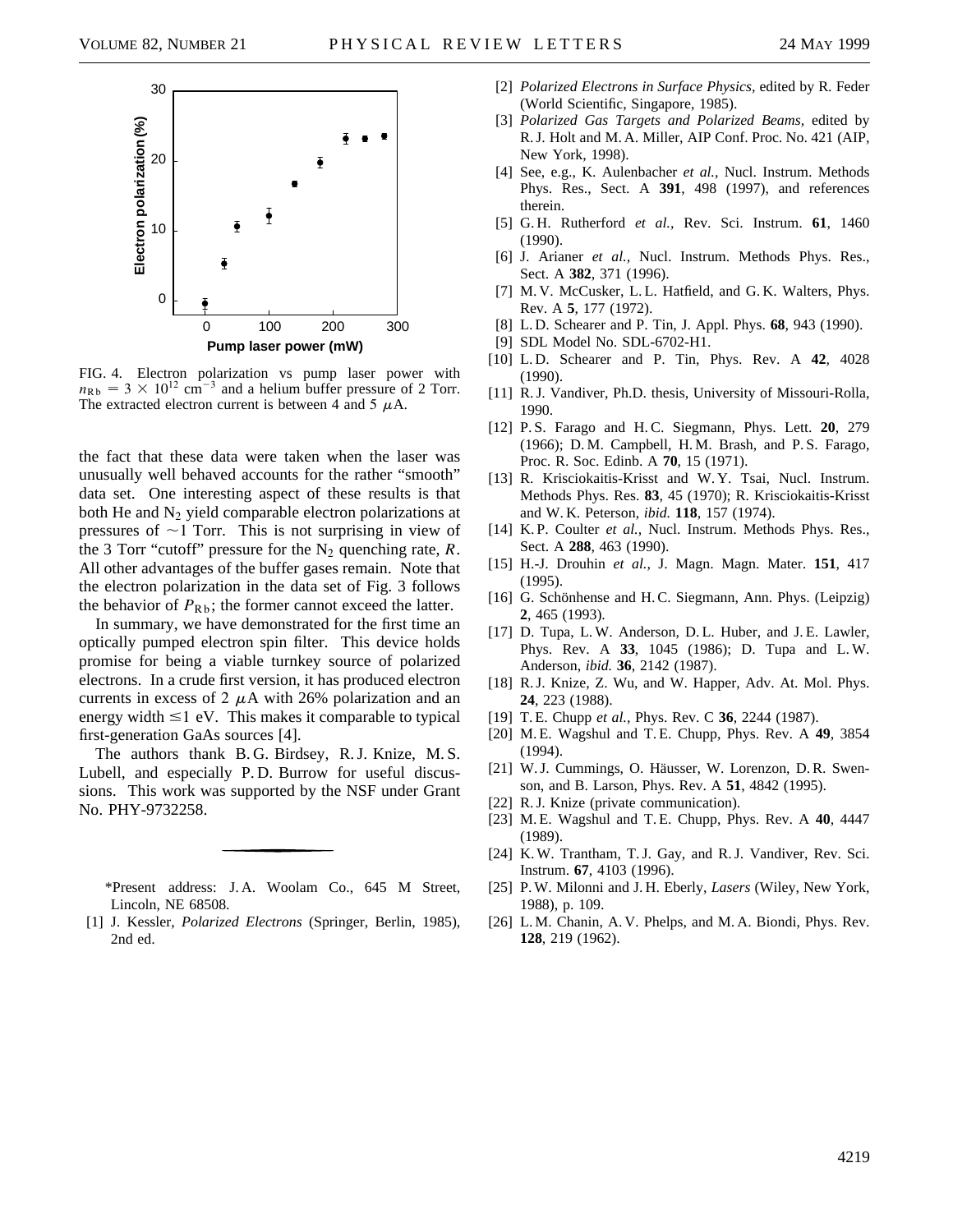30
20
10
0
Electron polarization (%)
0 100 200 300
Pump laser power (mW)

FIG. 4. Electron polarization vs pump laser power with $n_{\mathrm{Rb}} = 3 \times 10^{12}\ \mathrm{cm}^{-3}$ and a helium buffer pressure of 2 Torr. The extracted electron current is between 4 and 5 $\mu$A.

the fact that these data were taken when the laser was unusually well behaved accounts for the rather "smooth" data set. One interesting aspect of these results is that both He and $N_2$ yield comparable electron polarizations at pressures of $\sim 1$ Torr. This is not surprising in view of the 3 Torr "cutoff" pressure for the $N_2$ quenching rate, $R$. All other advantages of the buffer gases remain. Note that the electron polarization in the data set of Fig. 3 follows the behavior of $P_{\mathrm{Rb}}$; the former cannot exceed the latter.

In summary, we have demonstrated for the first time an optically pumped electron spin filter. This device holds promise for being a viable turnkey source of polarized electrons. In a crude first version, it has produced electron currents in excess of 2 $\mu$A with 26% polarization and an energy width $\leq 1$ eV. This makes it comparable to typical first-generation GaAs sources [4].

The authors thank B. G. Birdsey, R. J. Knize, M. S. Lubell, and especially P. D. Burrow for useful discussions. This work was supported by the NSF under Grant No. PHY-9732258.

---

*Present address: J. A. Woolam Co., 645 M Street, Lincoln, NE 68508.

[1] J. Kessler, *Polarized Electrons* (Springer, Berlin, 1985), 2nd ed.

[2] *Polarized Electrons in Surface Physics,* edited by R. Feder (World Scientific, Singapore, 1985).

[3] *Polarized Gas Targets and Polarized Beams,* edited by R. J. Holt and M. A. Miller, AIP Conf. Proc. No. 421 (AIP, New York, 1998).

[4] See, e.g., K. Aulenbacher *et al.,* Nucl. Instrum. Methods Phys. Res., Sect. A **391**, 498 (1997), and references therein.

[5] G. H. Rutherford *et al.,* Rev. Sci. Instrum. **61**, 1460 (1990).

[6] J. Arianer *et al.,* Nucl. Instrum. Methods Phys. Res., Sect. A **382**, 371 (1996).

[7] M. V. McCusker, L. L. Hatfield, and G. K. Walters, Phys. Rev. A **5**, 177 (1972).

[8] L. D. Schearer and P. Tin, J. Appl. Phys. **68**, 943 (1990).

[9] SDL Model No. SDL-6702-H1.

[10] L. D. Schearer and P. Tin, Phys. Rev. A **42**, 4028 (1990).

[11] R. J. Vandiver, Ph.D. thesis, University of Missouri-Rolla, 1990.

[12] P. S. Farago and H. C. Siegmann, Phys. Lett. **20**, 279 (1966); D. M. Campbell, H. M. Brash, and P. S. Farago, Proc. R. Soc. Edinb. A **70**, 15 (1971).

[13] R. Krisciokaitis-Krisst and W. Y. Tsai, Nucl. Instrum. Methods Phys. Res. **83**, 45 (1970); R. Krisciokaitis-Krisst and W. K. Peterson, *ibid.* **118**, 157 (1974).

[14] K. P. Coulter *et al.,* Nucl. Instrum. Methods Phys. Res., Sect. A **288**, 463 (1990).

[15] H.-J. Drouhin *et al.,* J. Magn. Magn. Mater. **151**, 417 (1995).

[16] G. Schönhense and H. C. Siegmann, Ann. Phys. (Leipzig) **2**, 465 (1993).

[17] D. Tupa, L. W. Anderson, D. L. Huber, and J. E. Lawler, Phys. Rev. A **33**, 1045 (1986); D. Tupa and L. W. Anderson, *ibid.* **36**, 2142 (1987).

[18] R. J. Knize, Z. Wu, and W. Happer, Adv. At. Mol. Phys. **24**, 223 (1988).

[19] T. E. Chupp *et al.,* Phys. Rev. C **36**, 2244 (1987).

[20] M. E. Wagshul and T. E. Chupp, Phys. Rev. A **49**, 3854 (1994).

[21] W. J. Cummings, O. Häusser, W. Lorenzon, D. R. Swenson, and B. Larson, Phys. Rev. A **51**, 4842 (1995).

[22] R. J. Knize (private communication).

[23] M. E. Wagshul and T. E. Chupp, Phys. Rev. A **40**, 4447 (1989).

[24] K. W. Trantham, T. J. Gay, and R. J. Vandiver, Rev. Sci. Instrum. **67**, 4103 (1996).

[25] P. W. Milonni and J. H. Eberly, *Lasers* (Wiley, New York, 1988), p. 109.

[26] L. M. Chanin, A. V. Phelps, and M. A. Biondi, Phys. Rev. **128**, 219 (1962).